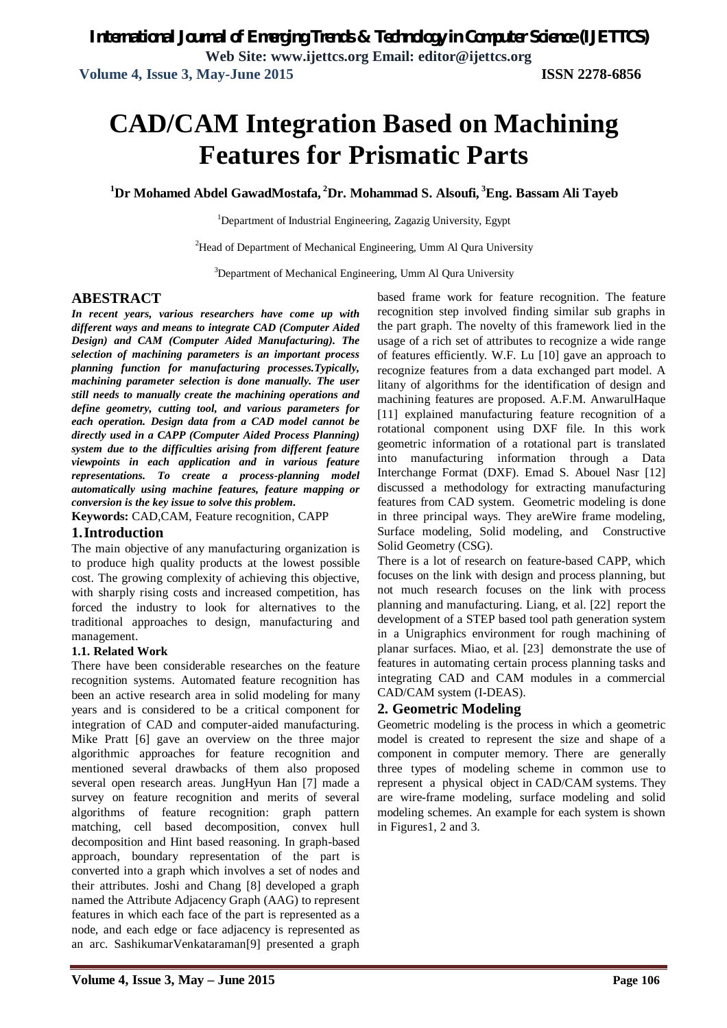# CAD/CAM Integration Based on Machining Features for Prismatic Parts

[1]Dr Mohamed Abdel GawadMostafa, [2]Dr. Mohammad S. Alsoufi, [3]Eng. Bassam Ali Tayeb

[1]Department of Industrial Engineering, Zagazig University, Egypt

[2]Head of Department of Mechanical Engineering, Umm Al Qura University

[3]Department of Mechanical Engineering, Umm Al Qura University

## ABESTRACT

***In recent years, various researchers have come up with different ways and means to integrate CAD (Computer Aided Design) and CAM (Computer Aided Manufacturing). The selection of machining parameters is an important process planning function for manufacturing processes.Typically, machining parameter selection is done manually. The user still needs to manually create the machining operations and define geometry, cutting tool, and various parameters for each operation. Design data from a CAD model cannot be directly used in a CAPP (Computer Aided Process Planning) system due to the difficulties arising from different feature viewpoints in each application and in various feature representations. To create a process-planning model automatically using machine features, feature mapping or conversion is the key issue to solve this problem.***

**Keywords:** CAD,CAM, Feature recognition, CAPP

## 1. Introduction

The main objective of any manufacturing organization is to produce high quality products at the lowest possible cost. The growing complexity of achieving this objective, with sharply rising costs and increased competition, has forced the industry to look for alternatives to the traditional approaches to design, manufacturing and management.

### 1.1. Related Work

There have been considerable researches on the feature recognition systems. Automated feature recognition has been an active research area in solid modeling for many years and is considered to be a critical component for integration of CAD and computer-aided manufacturing. Mike Pratt [6] gave an overview on the three major algorithmic approaches for feature recognition and mentioned several drawbacks of them also proposed several open research areas. JungHyun Han [7] made a survey on feature recognition and merits of several algorithms of feature recognition: graph pattern matching, cell based decomposition, convex hull decomposition and Hint based reasoning. In graph-based approach, boundary representation of the part is converted into a graph which involves a set of nodes and their attributes. Joshi and Chang [8] developed a graph named the Attribute Adjacency Graph (AAG) to represent features in which each face of the part is represented as a node, and each edge or face adjacency is represented as an arc. SashikumarVenkataraman[9] presented a graph based frame work for feature recognition. The feature recognition step involved finding similar sub graphs in the part graph. The novelty of this framework lied in the usage of a rich set of attributes to recognize a wide range of features efficiently. W.F. Lu [10] gave an approach to recognize features from a data exchanged part model. A litany of algorithms for the identification of design and machining features are proposed. A.F.M. AnwarulHaque [11] explained manufacturing feature recognition of a rotational component using DXF file. In this work geometric information of a rotational part is translated into manufacturing information through a Data Interchange Format (DXF). Emad S. Abouel Nasr [12] discussed a methodology for extracting manufacturing features from CAD system. Geometric modeling is done in three principal ways. They areWire frame modeling, Surface modeling, Solid modeling, and Constructive Solid Geometry (CSG).

There is a lot of research on feature-based CAPP, which focuses on the link with design and process planning, but not much research focuses on the link with process planning and manufacturing. Liang, et al. [22] report the development of a STEP based tool path generation system in a Unigraphics environment for rough machining of planar surfaces. Miao, et al. [23] demonstrate the use of features in automating certain process planning tasks and integrating CAD and CAM modules in a commercial CAD/CAM system (I-DEAS).

## 2. Geometric Modeling

Geometric modeling is the process in which a geometric model is created to represent the size and shape of a component in computer memory. There are generally three types of modeling scheme in common use to represent a physical object in CAD/CAM systems. They are wire-frame modeling, surface modeling and solid modeling schemes. An example for each system is shown in Figures1, 2 and 3.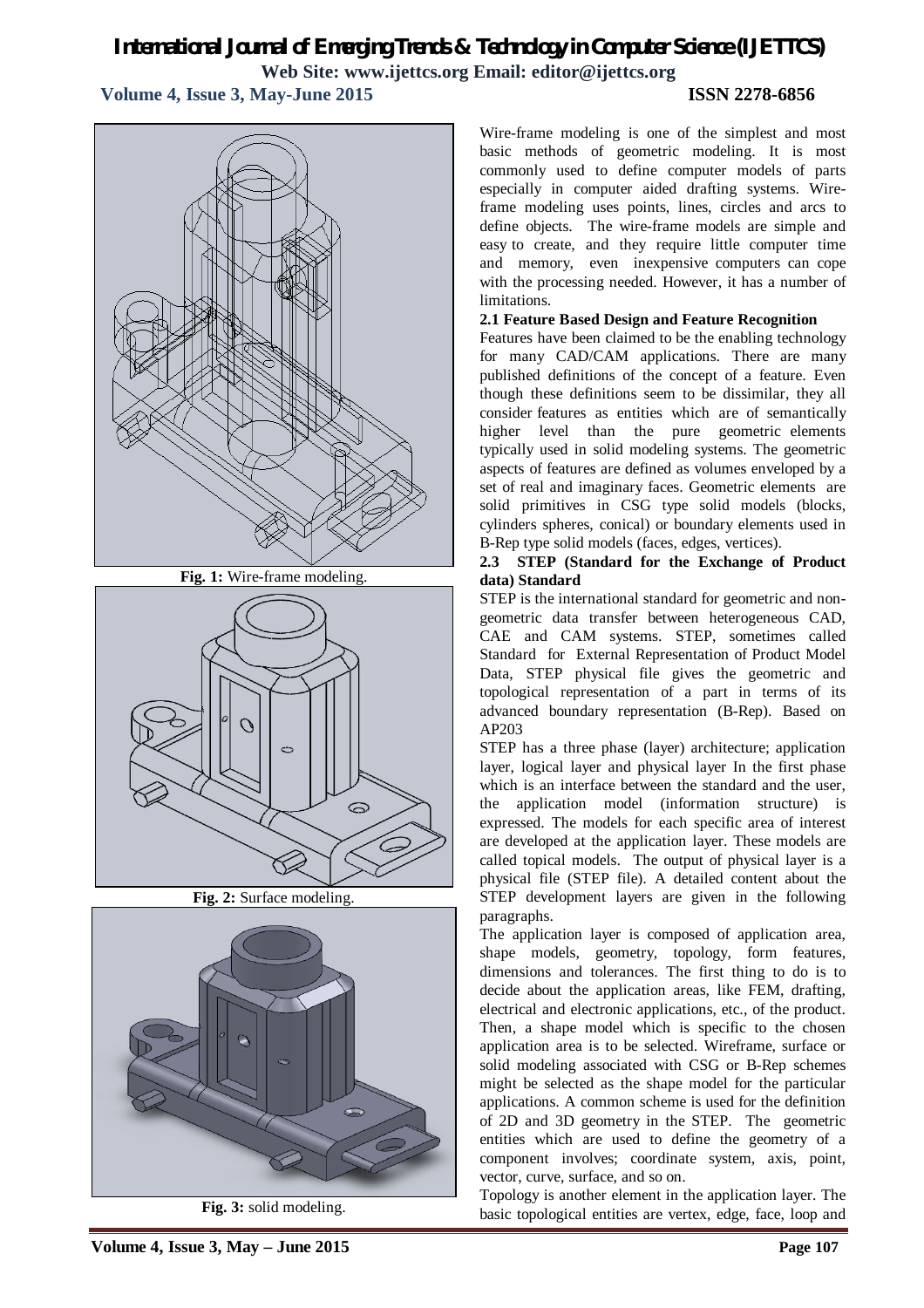Fig. 1: Wire-frame modeling.

Fig. 2: Surface modeling.

Fig. 3: solid modeling.

Wire-frame modeling is one of the simplest and most basic methods of geometric modeling. It is most commonly used to define computer models of parts especially in computer aided drafting systems. Wire-frame modeling uses points, lines, circles and arcs to define objects. The wire-frame models are simple and easy to create, and they require little computer time and memory, even inexpensive computers can cope with the processing needed. However, it has a number of limitations.

### 2.1 Feature Based Design and Feature Recognition

Features have been claimed to be the enabling technology for many CAD/CAM applications. There are many published definitions of the concept of a feature. Even though these definitions seem to be dissimilar, they all consider features as entities which are of semantically higher level than the pure geometric elements typically used in solid modeling systems. The geometric aspects of features are defined as volumes enveloped by a set of real and imaginary faces. Geometric elements are solid primitives in CSG type solid models (blocks, cylinders spheres, conical) or boundary elements used in B-Rep type solid models (faces, edges, vertices).

### 2.3 STEP (Standard for the Exchange of Product data) Standard

STEP is the international standard for geometric and non-geometric data transfer between heterogeneous CAD, CAE and CAM systems. STEP, sometimes called Standard for External Representation of Product Model Data, STEP physical file gives the geometric and topological representation of a part in terms of its advanced boundary representation (B-Rep). Based on AP203

STEP has a three phase (layer) architecture; application layer, logical layer and physical layer In the first phase which is an interface between the standard and the user, the application model (information structure) is expressed. The models for each specific area of interest are developed at the application layer. These models are called topical models. The output of physical layer is a physical file (STEP file). A detailed content about the STEP development layers are given in the following paragraphs.

The application layer is composed of application area, shape models, geometry, topology, form features, dimensions and tolerances. The first thing to do is to decide about the application areas, like FEM, drafting, electrical and electronic applications, etc., of the product. Then, a shape model which is specific to the chosen application area is to be selected. Wireframe, surface or solid modeling associated with CSG or B-Rep schemes might be selected as the shape model for the particular applications. A common scheme is used for the definition of 2D and 3D geometry in the STEP. The geometric entities which are used to define the geometry of a component involves; coordinate system, axis, point, vector, curve, surface, and so on.

Topology is another element in the application layer. The basic topological entities are vertex, edge, face, loop and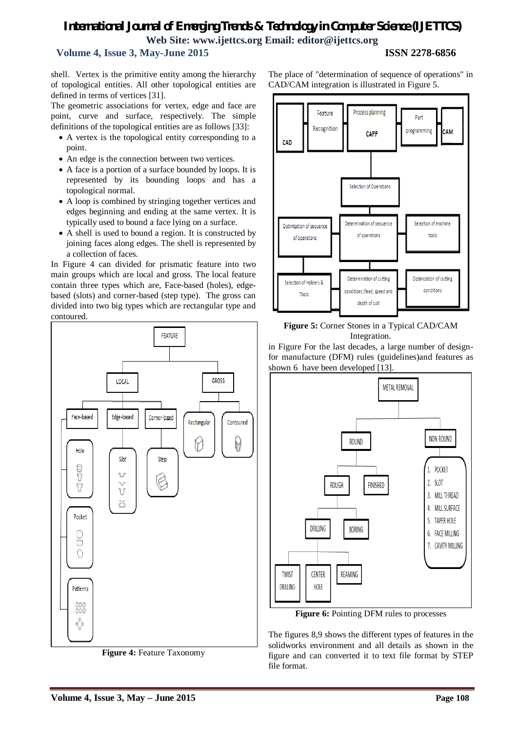shell. Vertex is the primitive entity among the hierarchy of topological entities. All other topological entities are defined in terms of vertices [31].

The geometric associations for vertex, edge and face are point, curve and surface, respectively. The simple definitions of the topological entities are as follows [33]:

- A vertex is the topological entity corresponding to a point.
- An edge is the connection between two vertices.
- A face is a portion of a surface bounded by loops. It is represented by its bounding loops and has a topological normal.
- A loop is combined by stringing together vertices and edges beginning and ending at the same vertex. It is typically used to bound a face lying on a surface.
- A shell is used to bound a region. It is constructed by joining faces along edges. The shell is represented by a collection of faces.

In Figure 4 can divided for prismatic feature into two main groups which are local and gross. The local feature contain three types which are, Face-based (holes), edge-based (slots) and corner-based (step type). The gross can divided into two big types which are rectangular type and contoured.

FEATURE
LOCAL
GROSS
Face-based
Edge-based
Corner-based
Rectangular
Contoured
Hole
Slot
Step
Pocket
Patterns

**Figure 4:** Feature Taxonomy

The place of "determination of sequence of operations" in CAD/CAM integration is illustrated in Figure 5.

CAD
Feature Recognition
Process planning CAPP
Part programming
CAM
Selection of Operations
Optimization of sequence of operations
Determination of sequence of operations
Selection of machine tools
Selection of Holders & Tools
Determination of cutting conditions (feed, speed and depth of cut)
Optimization of cutting conditions

**Figure 5:** Corner Stones in a Typical CAD/CAM Integration.

in Figure For the last decades, a large number of design-for manufacture (DFM) rules (guidelines)and features as shown 6 have been developed [13].

METAL REMOVAL
ROUND
NON ROUND
ROUGH
FINISHED
DRILLING
BORING
TWIST DRILLING
CENTER HOLE
REAMING
1. POCKET
2. SLOT
3. MILL THREAD
4. MILL SURFACE
5. TAPER HOLE
6. FACE MILLING
7. CAVITY MILLING

**Figure 6:** Pointing DFM rules to processes

The figures 8,9 shows the different types of features in the solidworks environment and all details as shown in the figure and can converted it to text file format by STEP file format.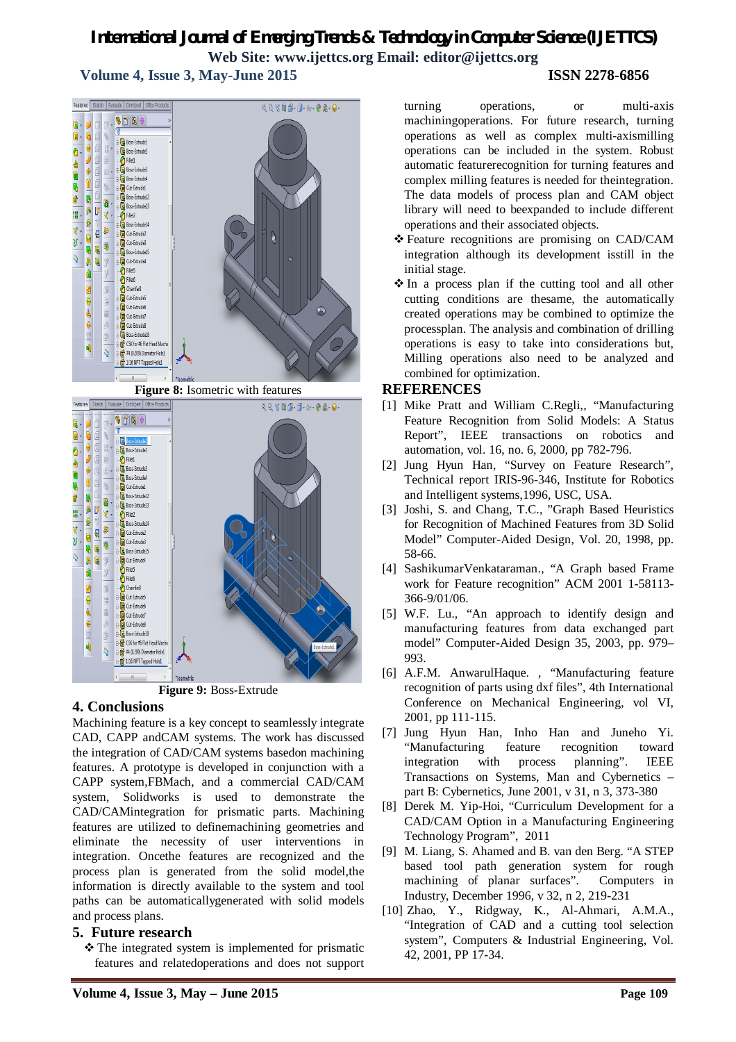**Figure 8:** Isometric with features

**Figure 9:** Boss-Extrude

## 4. Conclusions

Machining feature is a key concept to seamlessly integrate CAD, CAPP andCAM systems. The work has discussed the integration of CAD/CAM systems basedon machining features. A prototype is developed in conjunction with a CAPP system,FBMach, and a commercial CAD/CAM system, Solidworks is used to demonstrate the CAD/CAMintegration for prismatic parts. Machining features are utilized to definemachining geometries and eliminate the necessity of user interventions in integration. Oncethe features are recognized and the process plan is generated from the solid model,the information is directly available to the system and tool paths can be automaticallygenerated with solid models and process plans.

## 5. Future research

- The integrated system is implemented for prismatic features and relatedoperations and does not support turning operations, or multi-axis machiningoperations. For future research, turning operations as well as complex multi-axismilling operations can be included in the system. Robust automatic featurerecognition for turning features and complex milling features is needed for theintegration. The data models of process plan and CAM object library will need to beexpanded to include different operations and their associated objects.
- Feature recognitions are promising on CAD/CAM integration although its development isstill in the initial stage.
- In a process plan if the cutting tool and all other cutting conditions are thesame, the automatically created operations may be combined to optimize the processplan. The analysis and combination of drilling operations is easy to take into considerations but, Milling operations also need to be analyzed and combined for optimization.

## REFERENCES

[1] Mike Pratt and William C.Regli,, "Manufacturing Feature Recognition from Solid Models: A Status Report", IEEE transactions on robotics and automation, vol. 16, no. 6, 2000, pp 782-796.

[2] Jung Hyun Han, "Survey on Feature Research", Technical report IRIS-96-346, Institute for Robotics and Intelligent systems,1996, USC, USA.

[3] Joshi, S. and Chang, T.C., "Graph Based Heuristics for Recognition of Machined Features from 3D Solid Model" Computer-Aided Design, Vol. 20, 1998, pp. 58-66.

[4] SashikumarVenkataraman., "A Graph based Frame work for Feature recognition" ACM 2001 1-58113-366-9/01/06.

[5] W.F. Lu., "An approach to identify design and manufacturing features from data exchanged part model" Computer-Aided Design 35, 2003, pp. 979–993.

[6] A.F.M. AnwarulHaque. , "Manufacturing feature recognition of parts using dxf files", 4th International Conference on Mechanical Engineering, vol VI, 2001, pp 111-115.

[7] Jung Hyun Han, Inho Han and Juneho Yi. "Manufacturing feature recognition toward integration with process planning". IEEE Transactions on Systems, Man and Cybernetics – part B: Cybernetics, June 2001, v 31, n 3, 373-380

[8] Derek M. Yip-Hoi, "Curriculum Development for a CAD/CAM Option in a Manufacturing Engineering Technology Program", 2011

[9] M. Liang, S. Ahamed and B. van den Berg. "A STEP based tool path generation system for rough machining of planar surfaces". Computers in Industry, December 1996, v 32, n 2, 219-231

[10] Zhao, Y., Ridgway, K., Al-Ahmari, A.M.A., "Integration of CAD and a cutting tool selection system", Computers & Industrial Engineering, Vol. 42, 2001, PP 17-34.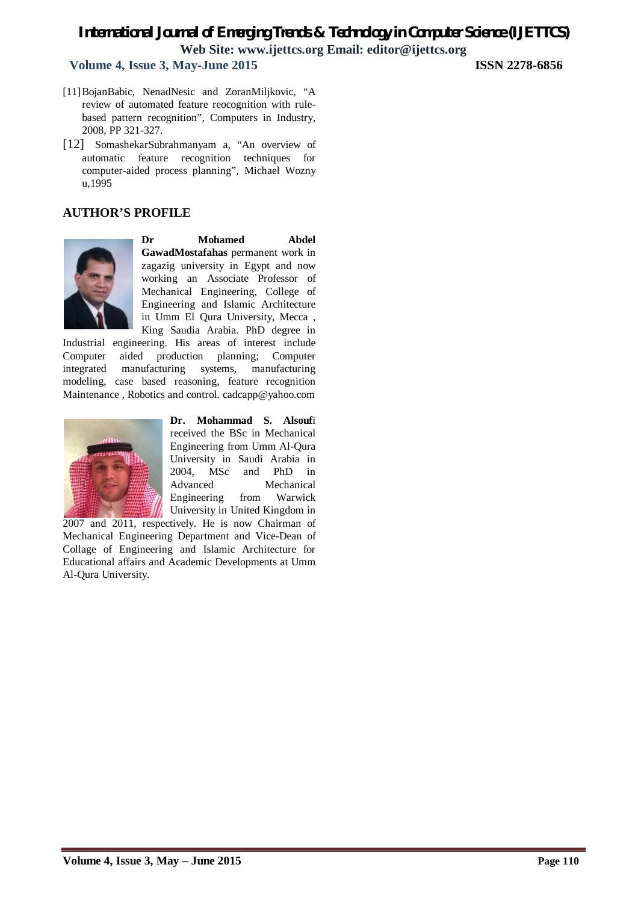[11] BojanBabic, NenadNesic and ZoranMiljkovic, "A review of automated feature reocognition with rule-based pattern recognition", Computers in Industry, 2008, PP 321-327.

[12] SomashekarSubrahmanyam a, "An overview of automatic feature recognition techniques for computer-aided process planning", Michael Wozny u,1995

## AUTHOR'S PROFILE

**Dr Mohamed Abdel GawadMostafahas** permanent work in zagazig university in Egypt and now working an Associate Professor of Mechanical Engineering, College of Engineering and Islamic Architecture in Umm El Qura University, Mecca , King Saudia Arabia. PhD degree in Industrial engineering. His areas of interest include Computer aided production planning; Computer integrated manufacturing systems, manufacturing modeling, case based reasoning, feature recognition Maintenance , Robotics and control. cadcapp@yahoo.com

**Dr. Mohammad S. Alsouf**i received the BSc in Mechanical Engineering from Umm Al-Qura University in Saudi Arabia in 2004, MSc and PhD in Advanced Mechanical Engineering from Warwick University in United Kingdom in 2007 and 2011, respectively. He is now Chairman of Mechanical Engineering Department and Vice-Dean of Collage of Engineering and Islamic Architecture for Educational affairs and Academic Developments at Umm Al-Qura University.